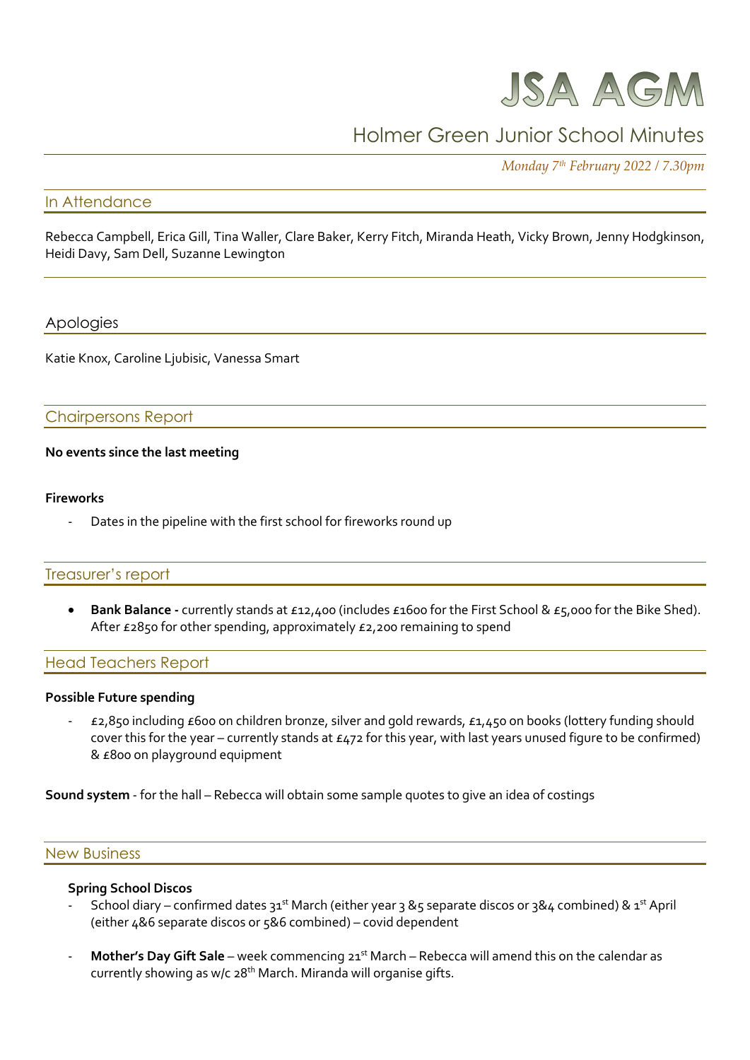# JSA AGM

## Holmer Green Junior School Minutes

*Monday 7th February 2022 / 7.30pm*

## In Attendance

Rebecca Campbell, Erica Gill, Tina Waller, Clare Baker, Kerry Fitch, Miranda Heath, Vicky Brown, Jenny Hodgkinson, Heidi Davy, Sam Dell, Suzanne Lewington

## Apologies

Katie Knox, Caroline Ljubisic, Vanessa Smart

## Chairpersons Report

**No events since the last meeting**

**Fireworks**

- Dates in the pipeline with the first school for fireworks round up

## Treasurer's report

- **Bank Balance -** currently stands at £12,400 (includes £1600 for the First School & £5,000 for the Bike Shed). After £2850 for other spending, approximately £2,200 remaining to spend

## Head Teachers Report

**Possible Future spending**

- £2,850 including £600 on children bronze, silver and gold rewards, £1,450 on books (lottery funding should cover this for the year – currently stands at £472 for this year, with last years unused figure to be confirmed) & £800 on playground equipment

**Sound system** - for the hall – Rebecca will obtain some sample quotes to give an idea of costings

## New Business

**Spring School Discos**

- School diary – confirmed dates 31st March (either year 3 &5 separate discos or 3&4 combined) & 1st April (either 4&6 separate discos or 5&6 combined) – covid dependent

- **Mother's Day Gift Sale** – week commencing 21st March – Rebecca will amend this on the calendar as currently showing as w/c 28th March. Miranda will organise gifts.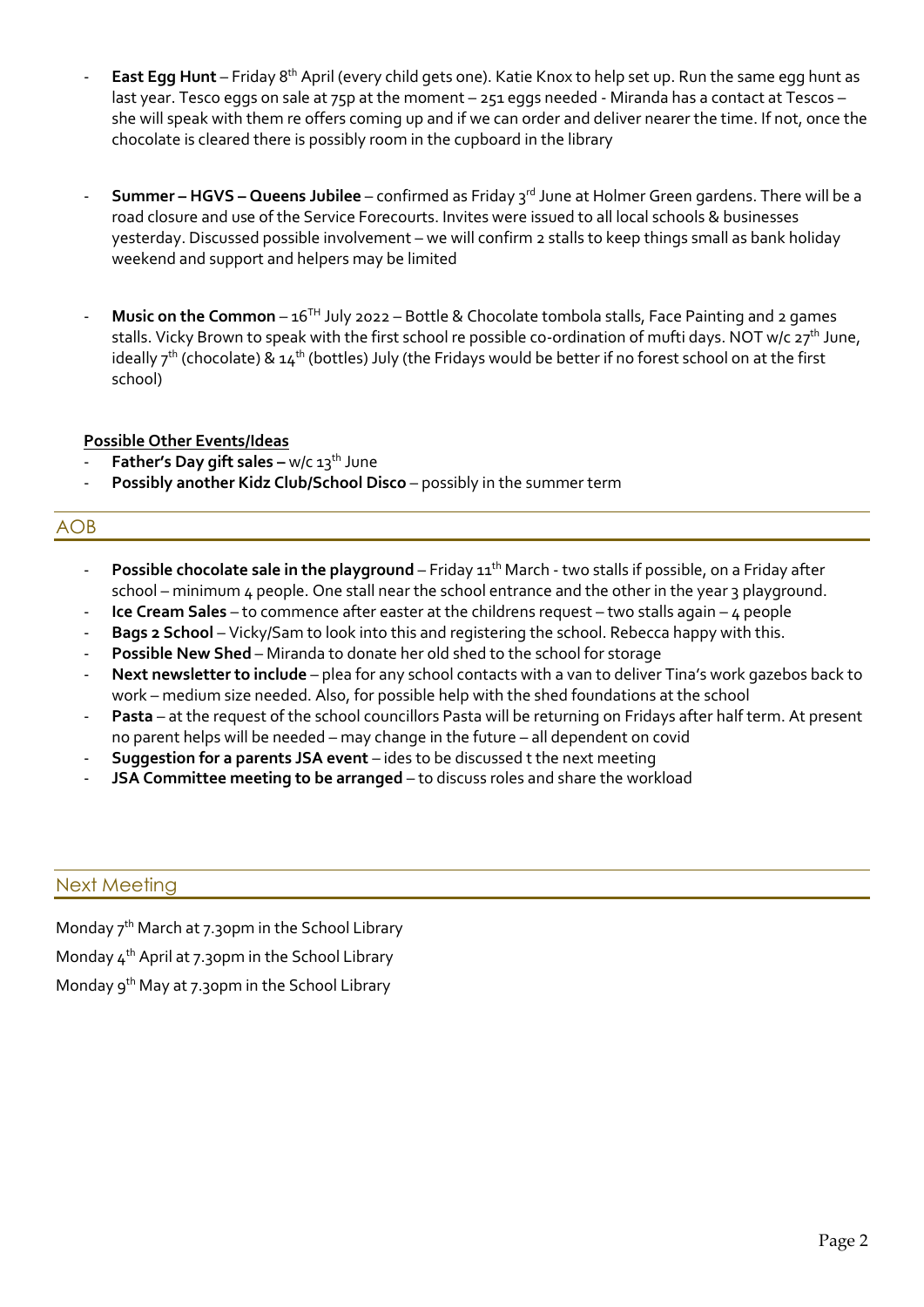- **East Egg Hunt** – Friday 8th April (every child gets one). Katie Knox to help set up. Run the same egg hunt as last year. Tesco eggs on sale at 75p at the moment – 251 eggs needed - Miranda has a contact at Tescos – she will speak with them re offers coming up and if we can order and deliver nearer the time. If not, once the chocolate is cleared there is possibly room in the cupboard in the library

- **Summer – HGVS – Queens Jubilee** – confirmed as Friday 3rd June at Holmer Green gardens. There will be a road closure and use of the Service Forecourts. Invites were issued to all local schools & businesses yesterday. Discussed possible involvement – we will confirm 2 stalls to keep things small as bank holiday weekend and support and helpers may be limited

- **Music on the Common** – 16TH July 2022 – Bottle & Chocolate tombola stalls, Face Painting and 2 games stalls. Vicky Brown to speak with the first school re possible co-ordination of mufti days. NOT w/c 27th June, ideally 7th (chocolate) & 14th (bottles) July (the Fridays would be better if no forest school on at the first school)

**Possible Other Events/Ideas**

- **Father's Day gift sales –** w/c 13th June
- **Possibly another Kidz Club/School Disco** – possibly in the summer term

## AOB

- **Possible chocolate sale in the playground** – Friday 11th March - two stalls if possible, on a Friday after school – minimum 4 people. One stall near the school entrance and the other in the year 3 playground.
- **Ice Cream Sales** – to commence after easter at the childrens request – two stalls again – 4 people
- **Bags 2 School** – Vicky/Sam to look into this and registering the school. Rebecca happy with this.
- **Possible New Shed** – Miranda to donate her old shed to the school for storage
- **Next newsletter to include** – plea for any school contacts with a van to deliver Tina's work gazebos back to work – medium size needed. Also, for possible help with the shed foundations at the school
- **Pasta** – at the request of the school councillors Pasta will be returning on Fridays after half term. At present no parent helps will be needed – may change in the future – all dependent on covid
- **Suggestion for a parents JSA event** – ides to be discussed t the next meeting
- **JSA Committee meeting to be arranged** – to discuss roles and share the workload

## Next Meeting

Monday 7th March at 7.30pm in the School Library

Monday 4th April at 7.30pm in the School Library

Monday 9th May at 7.30pm in the School Library